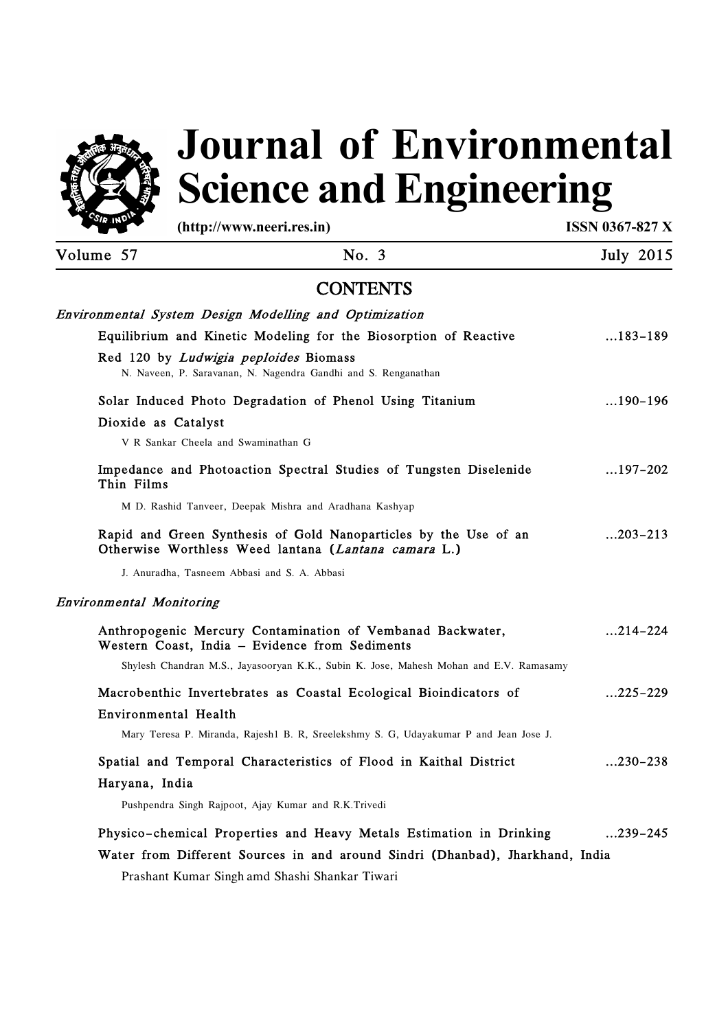# Journal of Environmental Science and Engineering

(http://www.neeri.res.in) ISSN 0367-827 X

Volume 57 No. 3 July 2015

## CONTENTS

### *Environmental System Design Modelling and Optimization*

Equilibrium and Kinetic Modeling for the Biosorption of Reactive Red 120 by *Ludwigia peploides* Biomass ...183–189
N. Naveen, P. Saravanan, N. Nagendra Gandhi and S. Renganathan

Solar Induced Photo Degradation of Phenol Using Titanium Dioxide as Catalyst ...190–196
V R Sankar Cheela and Swaminathan G

Impedance and Photoaction Spectral Studies of Tungsten Diselenide Thin Films ...197–202
M D. Rashid Tanveer, Deepak Mishra and Aradhana Kashyap

Rapid and Green Synthesis of Gold Nanoparticles by the Use of an Otherwise Worthless Weed lantana (*Lantana camara* L.) ...203–213
J. Anuradha, Tasneem Abbasi and S. A. Abbasi

### *Environmental Monitoring*

Anthropogenic Mercury Contamination of Vembanad Backwater, Western Coast, India – Evidence from Sediments ...214–224
Shylesh Chandran M.S., Jayasooryan K.K., Subin K. Jose, Mahesh Mohan and E.V. Ramasamy

Macrobenthic Invertebrates as Coastal Ecological Bioindicators of Environmental Health ...225–229
Mary Teresa P. Miranda, Rajesh1 B. R, Sreelekshmy S. G, Udayakumar P and Jean Jose J.

Spatial and Temporal Characteristics of Flood in Kaithal District Haryana, India ...230–238
Pushpendra Singh Rajpoot, Ajay Kumar and R.K.Trivedi

Physico-chemical Properties and Heavy Metals Estimation in Drinking Water from Different Sources in and around Sindri (Dhanbad), Jharkhand, India ...239–245
Prashant Kumar Singh amd Shashi Shankar Tiwari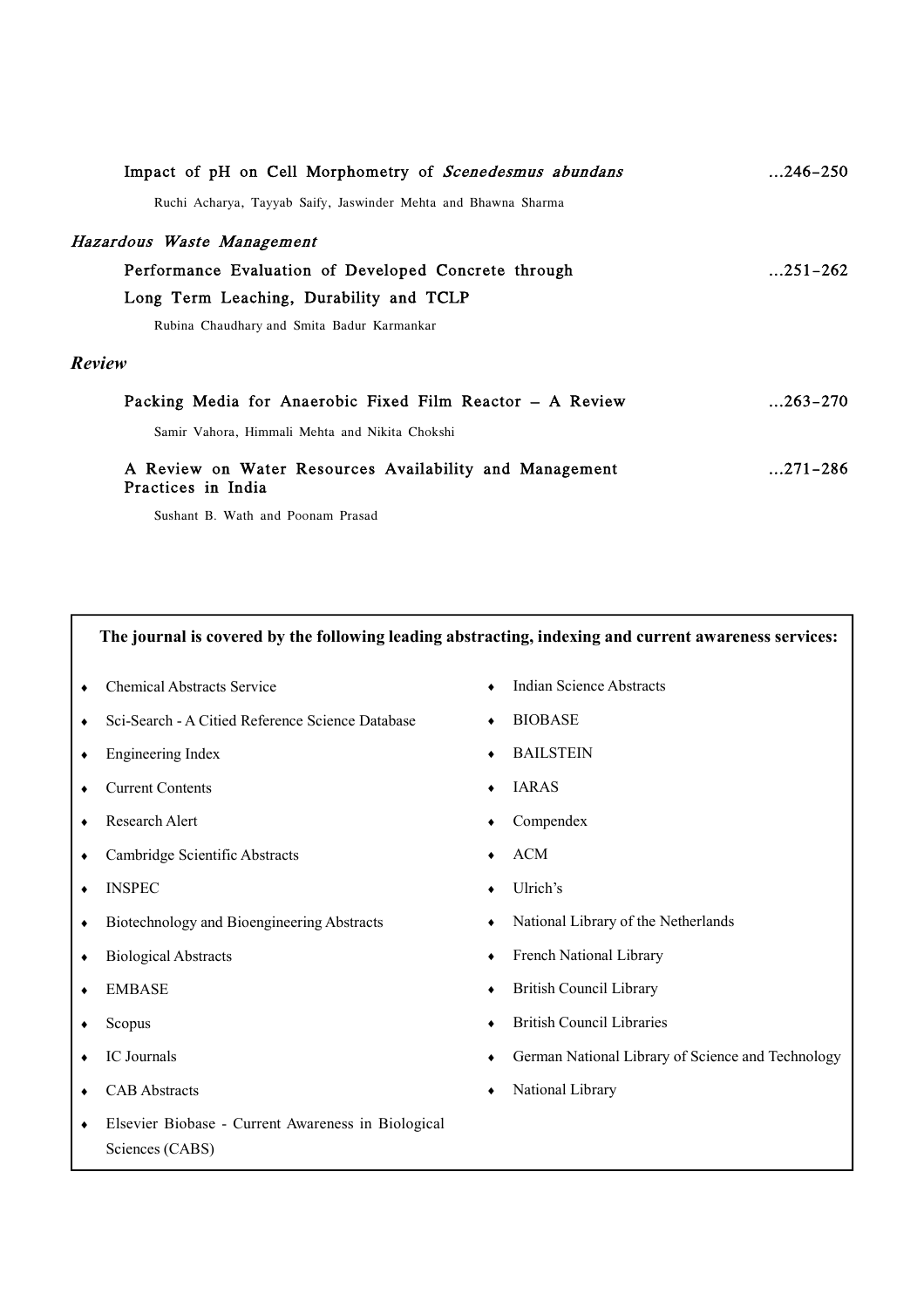Impact of pH on Cell Morphometry of *Scenedesmus abundans* ...246–250

Ruchi Acharya, Tayyab Saify, Jaswinder Mehta and Bhawna Sharma

## *Hazardous Waste Management*

Performance Evaluation of Developed Concrete through Long Term Leaching, Durability and TCLP ...251–262

Rubina Chaudhary and Smita Badur Karmankar

## *Review*

Packing Media for Anaerobic Fixed Film Reactor – A Review ...263–270

Samir Vahora, Himmali Mehta and Nikita Chokshi

A Review on Water Resources Availability and Management Practices in India ...271–286

Sushant B. Wath and Poonam Prasad

---

**The journal is covered by the following leading abstracting, indexing and current awareness services:**

- Chemical Abstracts Service
- Sci-Search - A Citied Reference Science Database
- Engineering Index
- Current Contents
- Research Alert
- Cambridge Scientific Abstracts
- INSPEC
- Biotechnology and Bioengineering Abstracts
- Biological Abstracts
- EMBASE
- Scopus
- IC Journals
- CAB Abstracts
- Elsevier Biobase - Current Awareness in Biological Sciences (CABS)
- Indian Science Abstracts
- BIOBASE
- BAILSTEIN
- IARAS
- Compendex
- ACM
- Ulrich's
- National Library of the Netherlands
- French National Library
- British Council Library
- British Council Libraries
- German National Library of Science and Technology
- National Library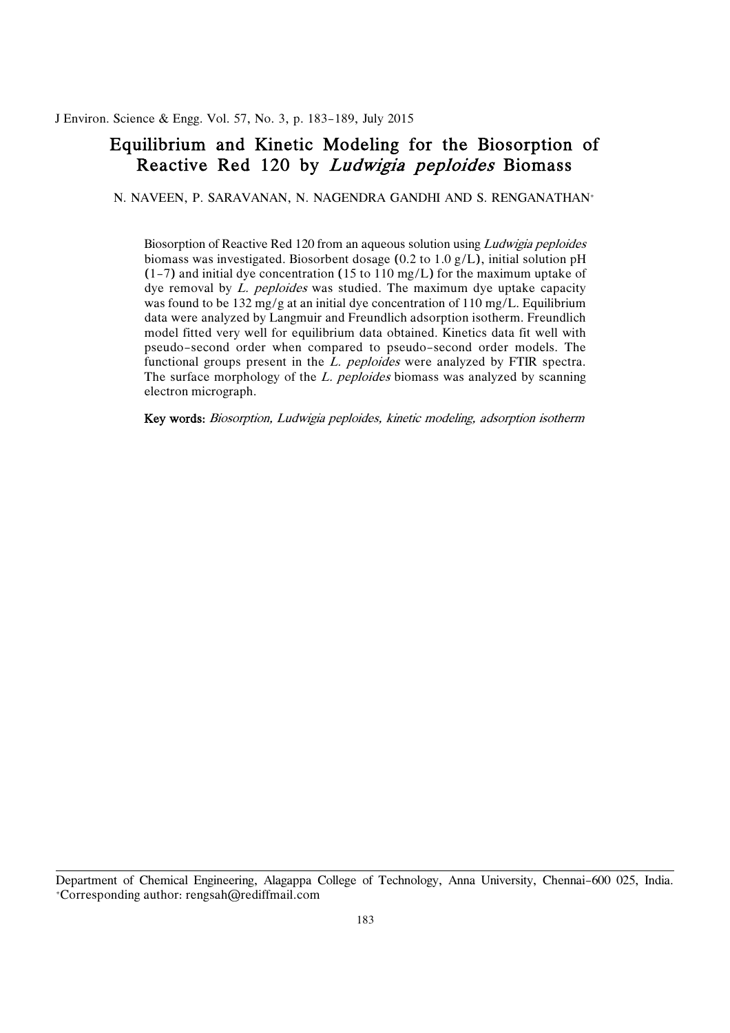# Equilibrium and Kinetic Modeling for the Biosorption of Reactive Red 120 by *Ludwigia peploides* Biomass

N. NAVEEN, P. SARAVANAN, N. NAGENDRA GANDHI AND S. RENGANATHAN[+]

Biosorption of Reactive Red 120 from an aqueous solution using *Ludwigia peploides* biomass was investigated. Biosorbent dosage (0.2 to 1.0 g/L), initial solution pH (1–7) and initial dye concentration (15 to 110 mg/L) for the maximum uptake of dye removal by *L. peploides* was studied. The maximum dye uptake capacity was found to be 132 mg/g at an initial dye concentration of 110 mg/L. Equilibrium data were analyzed by Langmuir and Freundlich adsorption isotherm. Freundlich model fitted very well for equilibrium data obtained. Kinetics data fit well with pseudo–second order when compared to pseudo–second order models. The functional groups present in the *L. peploides* were analyzed by FTIR spectra. The surface morphology of the *L. peploides* biomass was analyzed by scanning electron micrograph.

**Key words:** *Biosorption, Ludwigia peploides, kinetic modeling, adsorption isotherm*

---

Department of Chemical Engineering, Alagappa College of Technology, Anna University, Chennai–600 025, India.
[+]Corresponding author: rengsah@rediffmail.com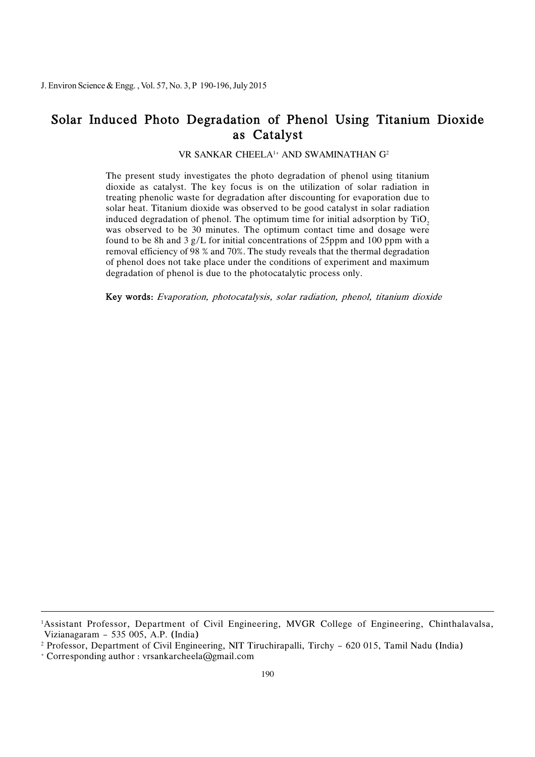# Solar Induced Photo Degradation of Phenol Using Titanium Dioxide as Catalyst

VR SANKAR CHEELA[1+] AND SWAMINATHAN G[2]

The present study investigates the photo degradation of phenol using titanium dioxide as catalyst. The key focus is on the utilization of solar radiation in treating phenolic waste for degradation after discounting for evaporation due to solar heat. Titanium dioxide was observed to be good catalyst in solar radiation induced degradation of phenol. The optimum time for initial adsorption by $TiO_2$ was observed to be 30 minutes. The optimum contact time and dosage were found to be 8h and 3 g/L for initial concentrations of 25ppm and 100 ppm with a removal efficiency of 98 % and 70%. The study reveals that the thermal degradation of phenol does not take place under the conditions of experiment and maximum degradation of phenol is due to the photocatalytic process only.

**Key words:** *Evaporation, photocatalysis, solar radiation, phenol, titanium dioxide*

---

[1]Assistant Professor, Department of Civil Engineering, MVGR College of Engineering, Chinthalavalsa, Vizianagaram – 535 005, A.P. (India)

[2] Professor, Department of Civil Engineering, NIT Tiruchirapalli, Tirchy – 620 015, Tamil Nadu (India)

[+] Corresponding author : vrsankarcheela@gmail.com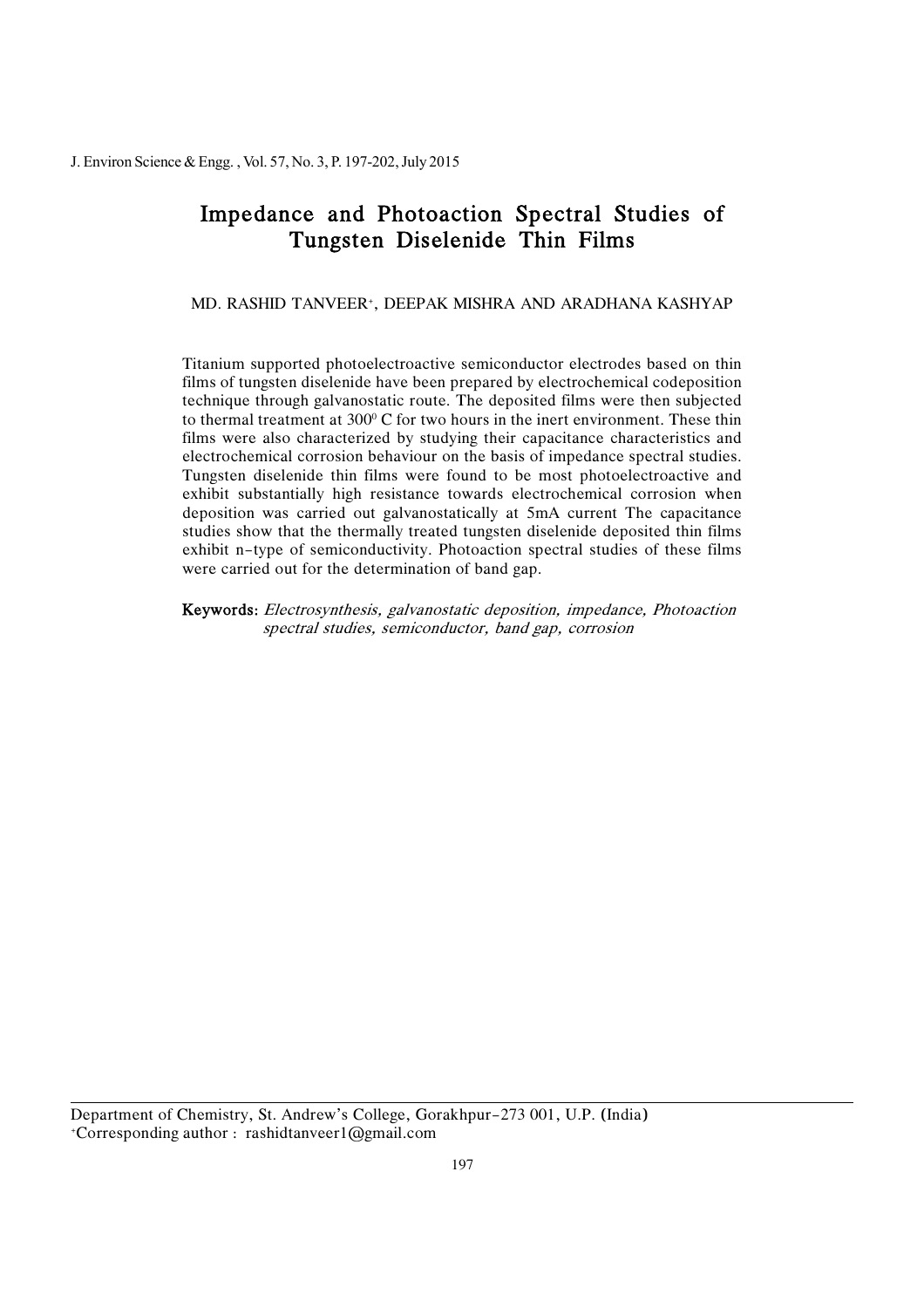# Impedance and Photoaction Spectral Studies of Tungsten Diselenide Thin Films

MD. RASHID TANVEER[+], DEEPAK MISHRA AND ARADHANA KASHYAP

Titanium supported photoelectroactive semiconductor electrodes based on thin films of tungsten diselenide have been prepared by electrochemical codeposition technique through galvanostatic route. The deposited films were then subjected to thermal treatment at $300^0$ C for two hours in the inert environment. These thin films were also characterized by studying their capacitance characteristics and electrochemical corrosion behaviour on the basis of impedance spectral studies. Tungsten diselenide thin films were found to be most photoelectroactive and exhibit substantially high resistance towards electrochemical corrosion when deposition was carried out galvanostatically at 5mA current The capacitance studies show that the thermally treated tungsten diselenide deposited thin films exhibit n–type of semiconductivity. Photoaction spectral studies of these films were carried out for the determination of band gap.

**Keywords:** *Electrosynthesis, galvanostatic deposition, impedance, Photoaction spectral studies, semiconductor, band gap, corrosion*

---

Department of Chemistry, St. Andrew's College, Gorakhpur–273 001, U.P. (India)
[+]Corresponding author : rashidtanveer1@gmail.com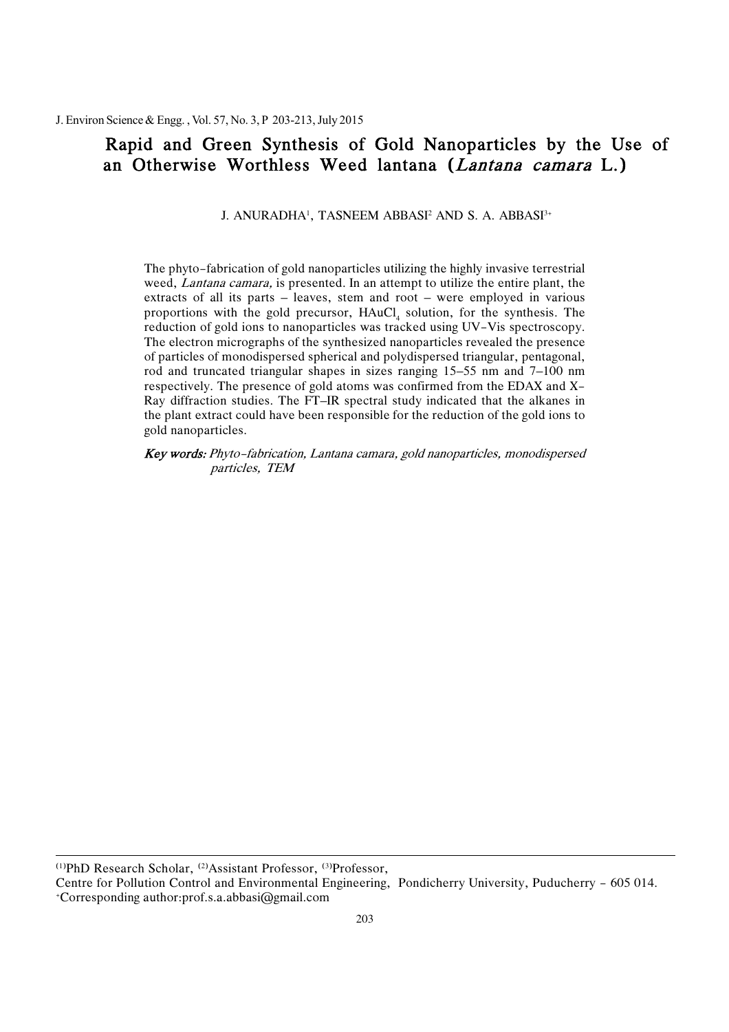# Rapid and Green Synthesis of Gold Nanoparticles by the Use of an Otherwise Worthless Weed lantana (*Lantana camara* L.)

J. ANURADHA[1], TASNEEM ABBASI[2] AND S. A. ABBASI[3+]

The phyto–fabrication of gold nanoparticles utilizing the highly invasive terrestrial weed, *Lantana camara,* is presented. In an attempt to utilize the entire plant, the extracts of all its parts – leaves, stem and root – were employed in various proportions with the gold precursor, $HAuCl_4$ solution, for the synthesis. The reduction of gold ions to nanoparticles was tracked using UV–Vis spectroscopy. The electron micrographs of the synthesized nanoparticles revealed the presence of particles of monodispersed spherical and polydispersed triangular, pentagonal, rod and truncated triangular shapes in sizes ranging 15–55 nm and 7–100 nm respectively. The presence of gold atoms was confirmed from the EDAX and X–Ray diffraction studies. The FT–IR spectral study indicated that the alkanes in the plant extract could have been responsible for the reduction of the gold ions to gold nanoparticles.

***Key words:*** *Phyto–fabrication, Lantana camara, gold nanoparticles, monodispersed particles, TEM*

---

[1]PhD Research Scholar, [2]Assistant Professor, [3]Professor,
Centre for Pollution Control and Environmental Engineering, Pondicherry University, Puducherry – 605 014.
[+]Corresponding author:prof.s.a.abbasi@gmail.com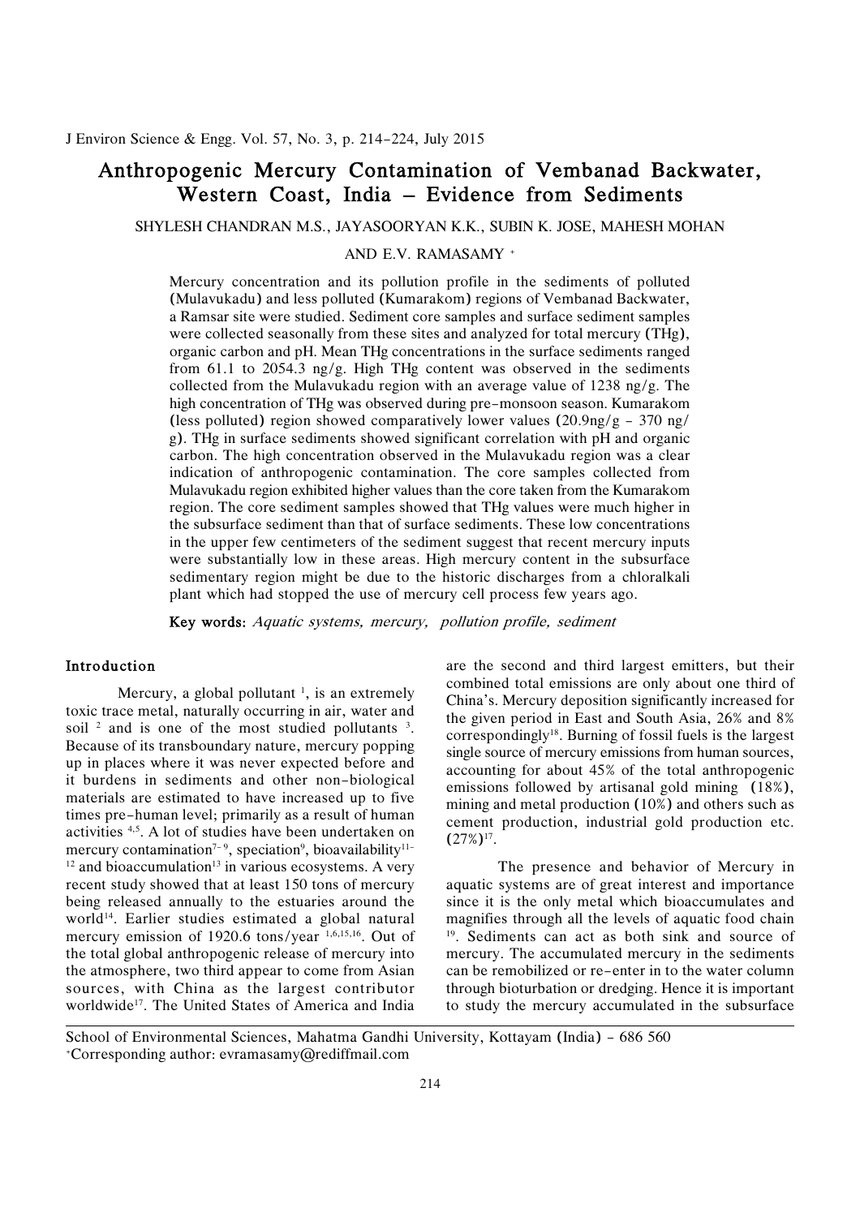# Anthropogenic Mercury Contamination of Vembanad Backwater, Western Coast, India – Evidence from Sediments

SHYLESH CHANDRAN M.S., JAYASOORYAN K.K., SUBIN K. JOSE, MAHESH MOHAN AND E.V. RAMASAMY [+]

Mercury concentration and its pollution profile in the sediments of polluted (Mulavukadu) and less polluted (Kumarakom) regions of Vembanad Backwater, a Ramsar site were studied. Sediment core samples and surface sediment samples were collected seasonally from these sites and analyzed for total mercury (THg), organic carbon and pH. Mean THg concentrations in the surface sediments ranged from 61.1 to 2054.3 ng/g. High THg content was observed in the sediments collected from the Mulavukadu region with an average value of 1238 ng/g. The high concentration of THg was observed during pre-monsoon season. Kumarakom (less polluted) region showed comparatively lower values (20.9ng/g – 370 ng/g). THg in surface sediments showed significant correlation with pH and organic carbon. The high concentration observed in the Mulavukadu region was a clear indication of anthropogenic contamination. The core samples collected from Mulavukadu region exhibited higher values than the core taken from the Kumarakom region. The core sediment samples showed that THg values were much higher in the subsurface sediment than that of surface sediments. These low concentrations in the upper few centimeters of the sediment suggest that recent mercury inputs were substantially low in these areas. High mercury content in the subsurface sedimentary region might be due to the historic discharges from a chloralkali plant which had stopped the use of mercury cell process few years ago.

**Key words:** *Aquatic systems, mercury, pollution profile, sediment*

## Introduction

Mercury, a global pollutant [1], is an extremely toxic trace metal, naturally occurring in air, water and soil [2] and is one of the most studied pollutants [3]. Because of its transboundary nature, mercury popping up in places where it was never expected before and it burdens in sediments and other non-biological materials are estimated to have increased up to five times pre-human level; primarily as a result of human activities [4,5]. A lot of studies have been undertaken on mercury contamination[7-9], speciation[9], bioavailability[11-12] and bioaccumulation[13] in various ecosystems. A very recent study showed that at least 150 tons of mercury being released annually to the estuaries around the world[14]. Earlier studies estimated a global natural mercury emission of 1920.6 tons/year [1,6,15,16]. Out of the total global anthropogenic release of mercury into the atmosphere, two third appear to come from Asian sources, with China as the largest contributor worldwide[17]. The United States of America and India are the second and third largest emitters, but their combined total emissions are only about one third of China's. Mercury deposition significantly increased for the given period in East and South Asia, 26% and 8% correspondingly[18]. Burning of fossil fuels is the largest single source of mercury emissions from human sources, accounting for about 45% of the total anthropogenic emissions followed by artisanal gold mining (18%), mining and metal production (10%) and others such as cement production, industrial gold production etc. (27%)[17].

The presence and behavior of Mercury in aquatic systems are of great interest and importance since it is the only metal which bioaccumulates and magnifies through all the levels of aquatic food chain [19]. Sediments can act as both sink and source of mercury. The accumulated mercury in the sediments can be remobilized or re-enter in to the water column through bioturbation or dredging. Hence it is important to study the mercury accumulated in the subsurface

School of Environmental Sciences, Mahatma Gandhi University, Kottayam (India) – 686 560
[+]Corresponding author: evramasamy@rediffmail.com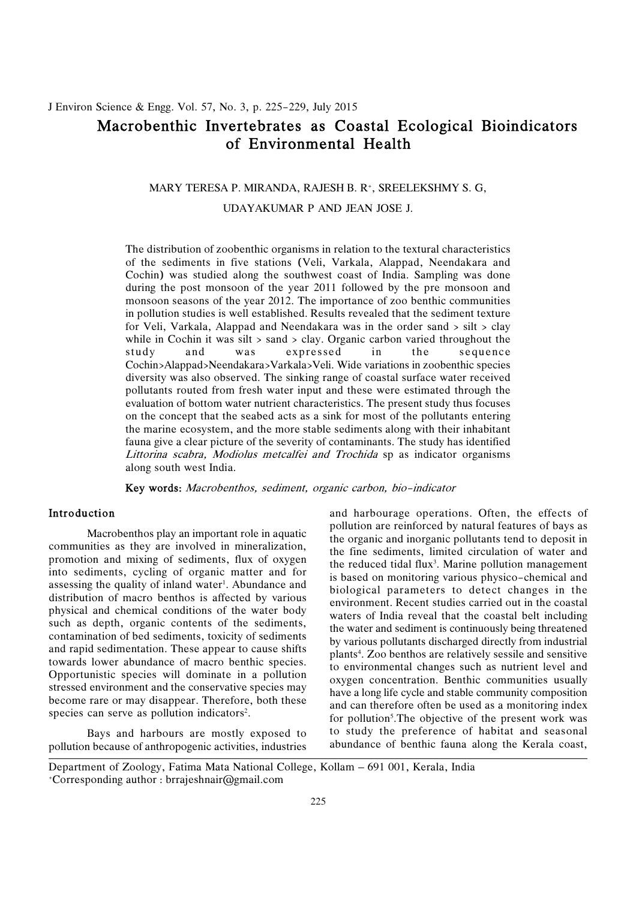# Macrobenthic Invertebrates as Coastal Ecological Bioindicators of Environmental Health

MARY TERESA P. MIRANDA, RAJESH B. R[+], SREELEKSHMY S. G, UDAYAKUMAR P AND JEAN JOSE J.

The distribution of zoobenthic organisms in relation to the textural characteristics of the sediments in five stations (Veli, Varkala, Alappad, Neendakara and Cochin) was studied along the southwest coast of India. Sampling was done during the post monsoon of the year 2011 followed by the pre monsoon and monsoon seasons of the year 2012. The importance of zoo benthic communities in pollution studies is well established. Results revealed that the sediment texture for Veli, Varkala, Alappad and Neendakara was in the order sand > silt > clay while in Cochin it was silt > sand > clay. Organic carbon varied throughout the study and was expressed in the sequence Cochin>Alappad>Neendakara>Varkala>Veli. Wide variations in zoobenthic species diversity was also observed. The sinking range of coastal surface water received pollutants routed from fresh water input and these were estimated through the evaluation of bottom water nutrient characteristics. The present study thus focuses on the concept that the seabed acts as a sink for most of the pollutants entering the marine ecosystem, and the more stable sediments along with their inhabitant fauna give a clear picture of the severity of contaminants. The study has identified *Littorina scabra, Modiolus metcalfei and Trochida* sp as indicator organisms along south west India.

**Key words:** *Macrobenthos, sediment, organic carbon, bio-indicator*

## Introduction

Macrobenthos play an important role in aquatic communities as they are involved in mineralization, promotion and mixing of sediments, flux of oxygen into sediments, cycling of organic matter and for assessing the quality of inland water[1]. Abundance and distribution of macro benthos is affected by various physical and chemical conditions of the water body such as depth, organic contents of the sediments, contamination of bed sediments, toxicity of sediments and rapid sedimentation. These appear to cause shifts towards lower abundance of macro benthic species. Opportunistic species will dominate in a pollution stressed environment and the conservative species may become rare or may disappear. Therefore, both these species can serve as pollution indicators[2].

Bays and harbours are mostly exposed to pollution because of anthropogenic activities, industries and harbourage operations. Often, the effects of pollution are reinforced by natural features of bays as the organic and inorganic pollutants tend to deposit in the fine sediments, limited circulation of water and the reduced tidal flux[3]. Marine pollution management is based on monitoring various physico-chemical and biological parameters to detect changes in the environment. Recent studies carried out in the coastal waters of India reveal that the coastal belt including the water and sediment is continuously being threatened by various pollutants discharged directly from industrial plants[4]. Zoo benthos are relatively sessile and sensitive to environmental changes such as nutrient level and oxygen concentration. Benthic communities usually have a long life cycle and stable community composition and can therefore often be used as a monitoring index for pollution[5]. The objective of the present work was to study the preference of habitat and seasonal abundance of benthic fauna along the Kerala coast,

Department of Zoology, Fatima Mata National College, Kollam – 691 001, Kerala, India
[+]Corresponding author : brrajeshnair@gmail.com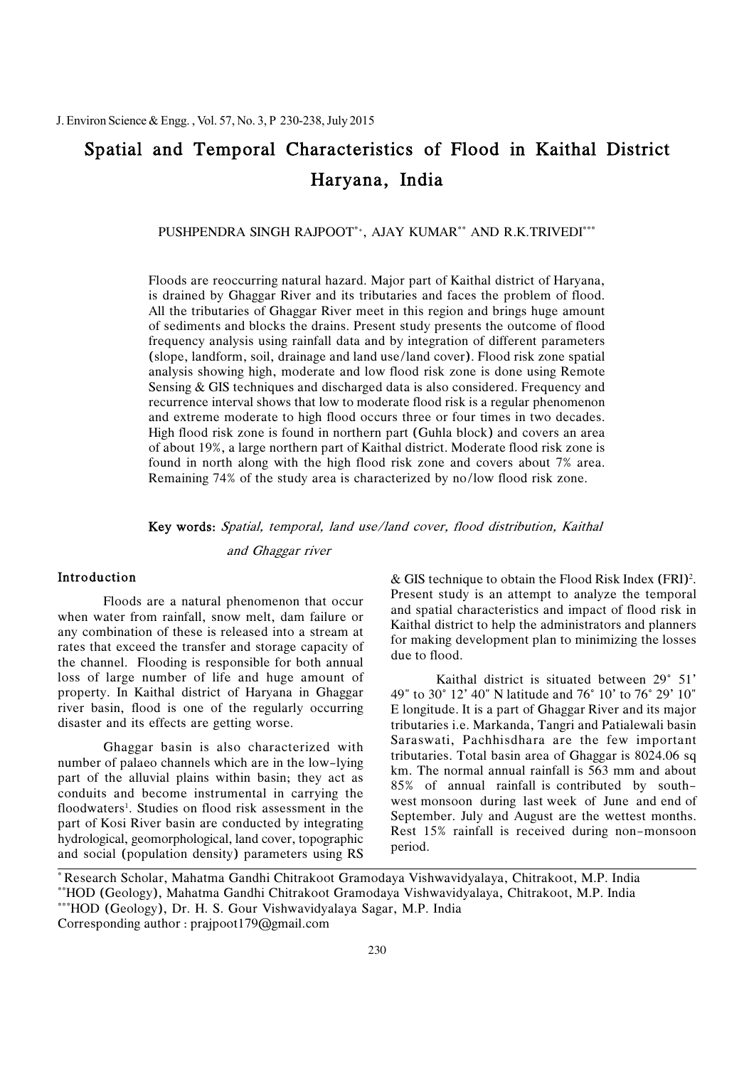# Spatial and Temporal Characteristics of Flood in Kaithal District Haryana, India

PUSHPENDRA SINGH RAJPOOT[*+], AJAY KUMAR[**] AND R.K.TRIVEDI[***]

Floods are reoccurring natural hazard. Major part of Kaithal district of Haryana, is drained by Ghaggar River and its tributaries and faces the problem of flood. All the tributaries of Ghaggar River meet in this region and brings huge amount of sediments and blocks the drains. Present study presents the outcome of flood frequency analysis using rainfall data and by integration of different parameters (slope, landform, soil, drainage and land use/land cover). Flood risk zone spatial analysis showing high, moderate and low flood risk zone is done using Remote Sensing & GIS techniques and discharged data is also considered. Frequency and recurrence interval shows that low to moderate flood risk is a regular phenomenon and extreme moderate to high flood occurs three or four times in two decades. High flood risk zone is found in northern part (Guhla block) and covers an area of about 19%, a large northern part of Kaithal district. Moderate flood risk zone is found in north along with the high flood risk zone and covers about 7% area. Remaining 74% of the study area is characterized by no/low flood risk zone.

**Key words:** *Spatial, temporal, land use/land cover, flood distribution, Kaithal and Ghaggar river*

## Introduction

Floods are a natural phenomenon that occur when water from rainfall, snow melt, dam failure or any combination of these is released into a stream at rates that exceed the transfer and storage capacity of the channel. Flooding is responsible for both annual loss of large number of life and huge amount of property. In Kaithal district of Haryana in Ghaggar river basin, flood is one of the regularly occurring disaster and its effects are getting worse.

Ghaggar basin is also characterized with number of palaeo channels which are in the low-lying part of the alluvial plains within basin; they act as conduits and become instrumental in carrying the floodwaters[1]. Studies on flood risk assessment in the part of Kosi River basin are conducted by integrating hydrological, geomorphological, land cover, topographic and social (population density) parameters using RS & GIS technique to obtain the Flood Risk Index (FRI)[2]. Present study is an attempt to analyze the temporal and spatial characteristics and impact of flood risk in Kaithal district to help the administrators and planners for making development plan to minimizing the losses due to flood.

Kaithal district is situated between 29° 51' 49" to 30° 12' 40" N latitude and 76° 10' to 76° 29' 10" E longitude. It is a part of Ghaggar River and its major tributaries i.e. Markanda, Tangri and Patialewali basin Saraswati, Pachhisdhara are the few important tributaries. Total basin area of Ghaggar is 8024.06 sq km. The normal annual rainfall is 563 mm and about 85% of annual rainfall is contributed by south-west monsoon during last week of June and end of September. July and August are the wettest months. Rest 15% rainfall is received during non-monsoon period.

---

[*] Research Scholar, Mahatma Gandhi Chitrakoot Gramodaya Vishwavidyalaya, Chitrakoot, M.P. India
[**] HOD (Geology), Mahatma Gandhi Chitrakoot Gramodaya Vishwavidyalaya, Chitrakoot, M.P. India
[***] HOD (Geology), Dr. H. S. Gour Vishwavidyalaya Sagar, M.P. India
Corresponding author : prajpoot179@gmail.com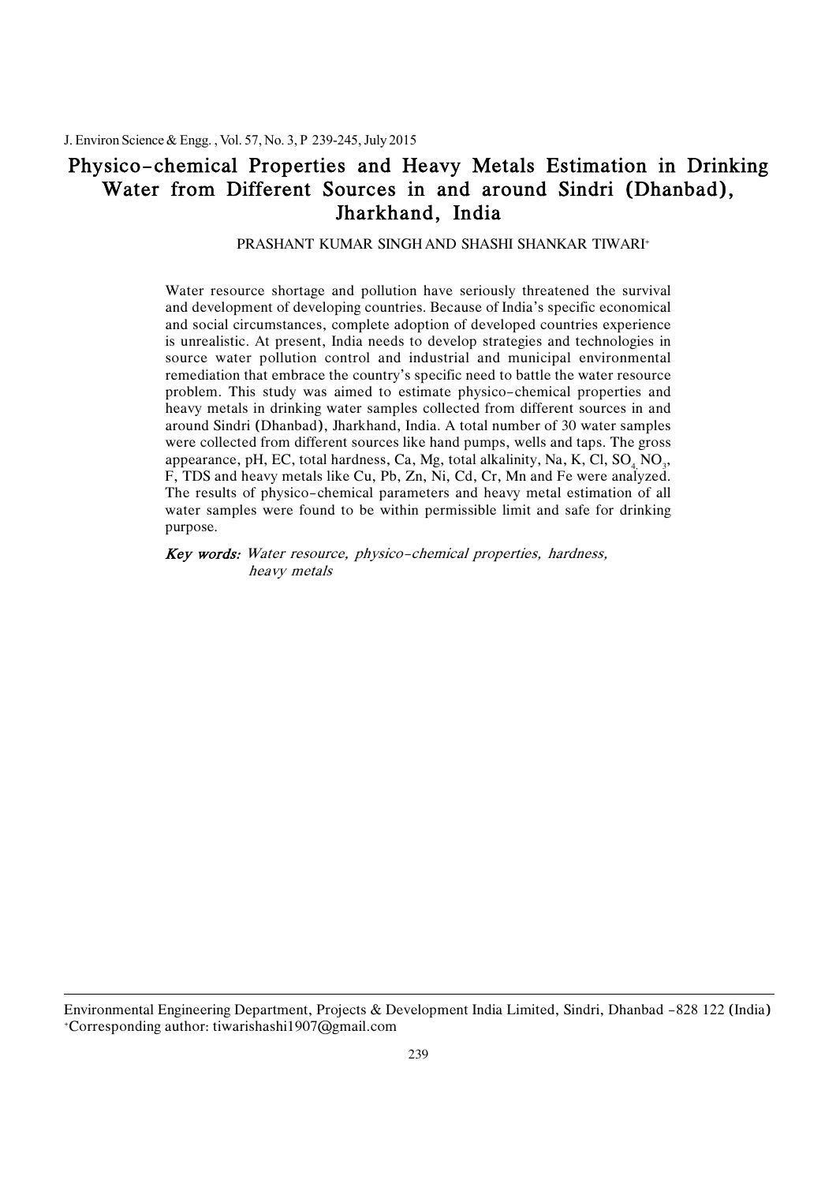# Physico-chemical Properties and Heavy Metals Estimation in Drinking Water from Different Sources in and around Sindri (Dhanbad), Jharkhand, India

PRASHANT KUMAR SINGH AND SHASHI SHANKAR TIWARI[+]

Water resource shortage and pollution have seriously threatened the survival and development of developing countries. Because of India's specific economical and social circumstances, complete adoption of developed countries experience is unrealistic. At present, India needs to develop strategies and technologies in source water pollution control and industrial and municipal environmental remediation that embrace the country's specific need to battle the water resource problem. This study was aimed to estimate physico-chemical properties and heavy metals in drinking water samples collected from different sources in and around Sindri (Dhanbad), Jharkhand, India. A total number of 30 water samples were collected from different sources like hand pumps, wells and taps. The gross appearance, pH, EC, total hardness, Ca, Mg, total alkalinity, Na, K, Cl, $SO_4$, $NO_3$, F, TDS and heavy metals like Cu, Pb, Zn, Ni, Cd, Cr, Mn and Fe were analyzed. The results of physico-chemical parameters and heavy metal estimation of all water samples were found to be within permissible limit and safe for drinking purpose.

***Key words:*** *Water resource, physico-chemical properties, hardness, heavy metals*

---

Environmental Engineering Department, Projects & Development India Limited, Sindri, Dhanbad -828 122 (India)
[+]Corresponding author: tiwarishashi1907@gmail.com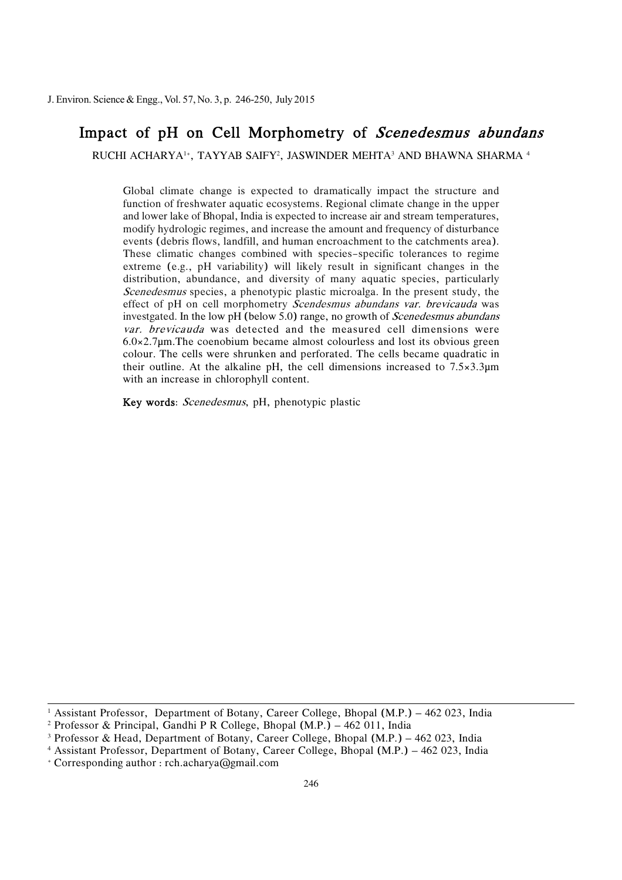# Impact of pH on Cell Morphometry of *Scenedesmus abundans*

RUCHI ACHARYA[1+], TAYYAB SAIFY[2], JASWINDER MEHTA[3] AND BHAWNA SHARMA [4]

Global climate change is expected to dramatically impact the structure and function of freshwater aquatic ecosystems. Regional climate change in the upper and lower lake of Bhopal, India is expected to increase air and stream temperatures, modify hydrologic regimes, and increase the amount and frequency of disturbance events (debris flows, landfill, and human encroachment to the catchments area). These climatic changes combined with species-specific tolerances to regime extreme (e.g., pH variability) will likely result in significant changes in the distribution, abundance, and diversity of many aquatic species, particularly *Scenedesmus* species, a phenotypic plastic microalga. In the present study, the effect of pH on cell morphometry *Scendesmus abundans var. brevicauda* was investgated. In the low pH (below 5.0) range, no growth of *Scenedesmus abundans var. brevicauda* was detected and the measured cell dimensions were 6.0×2.7µm.The coenobium became almost colourless and lost its obvious green colour. The cells were shrunken and perforated. The cells became quadratic in their outline. At the alkaline pH, the cell dimensions increased to 7.5×3.3µm with an increase in chlorophyll content.

**Key words**: *Scenedesmus*, pH, phenotypic plastic

---

[1] Assistant Professor, Department of Botany, Career College, Bhopal (M.P.) – 462 023, India
[2] Professor & Principal, Gandhi P R College, Bhopal (M.P.) – 462 011, India
[3] Professor & Head, Department of Botany, Career College, Bhopal (M.P.) – 462 023, India
[4] Assistant Professor, Department of Botany, Career College, Bhopal (M.P.) – 462 023, India
[+] Corresponding author : rch.acharya@gmail.com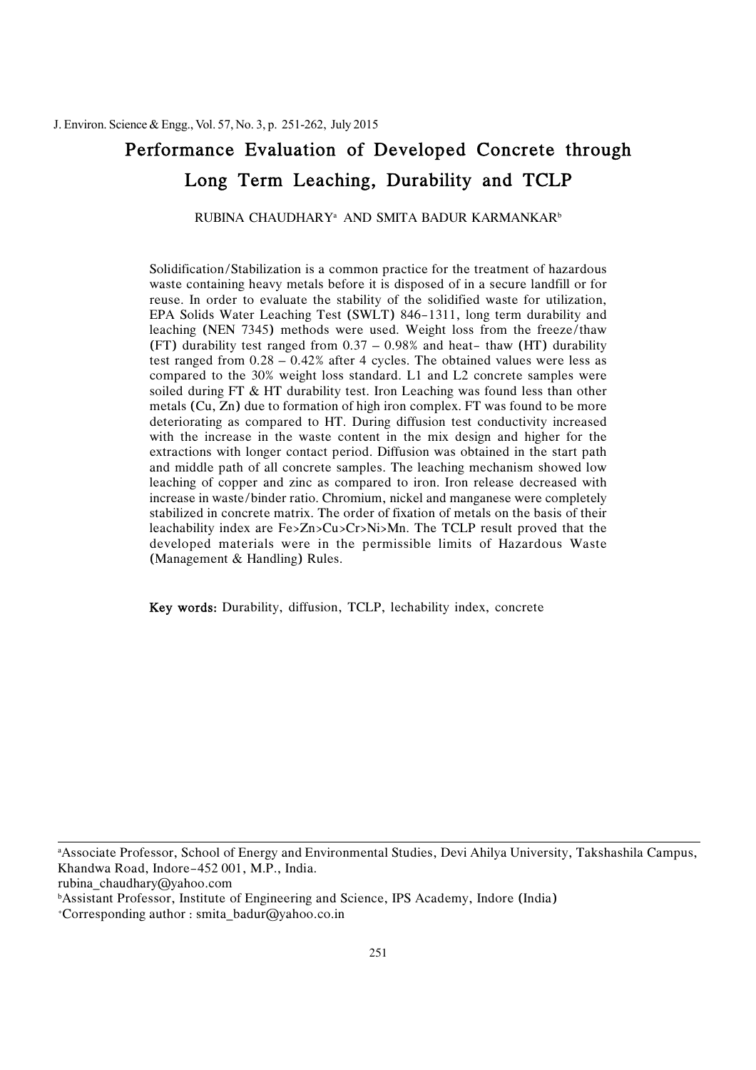# Performance Evaluation of Developed Concrete through Long Term Leaching, Durability and TCLP

RUBINA CHAUDHARY[a] AND SMITA BADUR KARMANKAR[b]

Solidification/Stabilization is a common practice for the treatment of hazardous waste containing heavy metals before it is disposed of in a secure landfill or for reuse. In order to evaluate the stability of the solidified waste for utilization, EPA Solids Water Leaching Test (SWLT) 846-1311, long term durability and leaching (NEN 7345) methods were used. Weight loss from the freeze/thaw (FT) durability test ranged from 0.37 – 0.98% and heat- thaw (HT) durability test ranged from 0.28 – 0.42% after 4 cycles. The obtained values were less as compared to the 30% weight loss standard. L1 and L2 concrete samples were soiled during FT & HT durability test. Iron Leaching was found less than other metals (Cu, Zn) due to formation of high iron complex. FT was found to be more deteriorating as compared to HT. During diffusion test conductivity increased with the increase in the waste content in the mix design and higher for the extractions with longer contact period. Diffusion was obtained in the start path and middle path of all concrete samples. The leaching mechanism showed low leaching of copper and zinc as compared to iron. Iron release decreased with increase in waste/binder ratio. Chromium, nickel and manganese were completely stabilized in concrete matrix. The order of fixation of metals on the basis of their leachability index are Fe>Zn>Cu>Cr>Ni>Mn. The TCLP result proved that the developed materials were in the permissible limits of Hazardous Waste (Management & Handling) Rules.

**Key words:** Durability, diffusion, TCLP, lechability index, concrete

---

[a]Associate Professor, School of Energy and Environmental Studies, Devi Ahilya University, Takshashila Campus, Khandwa Road, Indore-452 001, M.P., India.
rubina_chaudhary@yahoo.com
[b]Assistant Professor, Institute of Engineering and Science, IPS Academy, Indore (India)
+Corresponding author : smita_badur@yahoo.co.in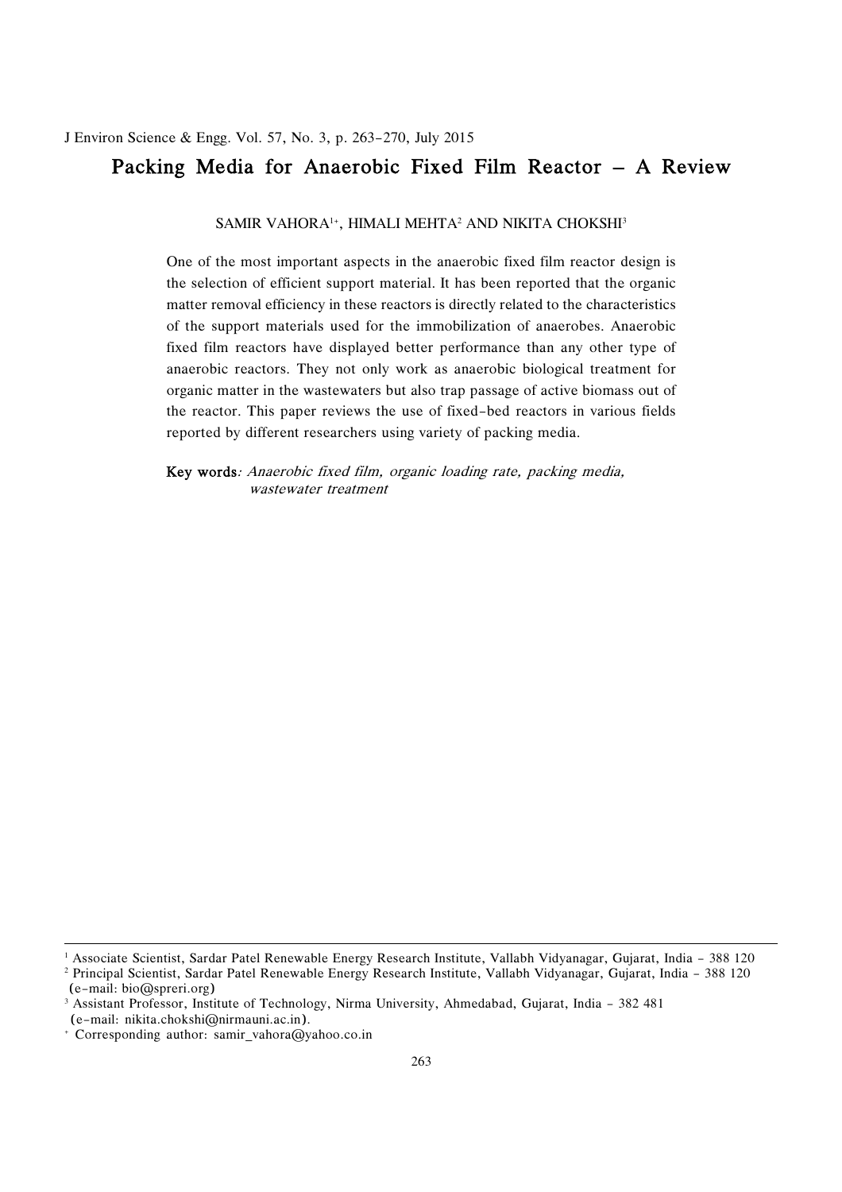# Packing Media for Anaerobic Fixed Film Reactor – A Review

SAMIR VAHORA[1+], HIMALI MEHTA[2] AND NIKITA CHOKSHI[3]

One of the most important aspects in the anaerobic fixed film reactor design is the selection of efficient support material. It has been reported that the organic matter removal efficiency in these reactors is directly related to the characteristics of the support materials used for the immobilization of anaerobes. Anaerobic fixed film reactors have displayed better performance than any other type of anaerobic reactors. They not only work as anaerobic biological treatment for organic matter in the wastewaters but also trap passage of active biomass out of the reactor. This paper reviews the use of fixed-bed reactors in various fields reported by different researchers using variety of packing media.

**Key words**: *Anaerobic fixed film, organic loading rate, packing media, wastewater treatment*

---

[1] Associate Scientist, Sardar Patel Renewable Energy Research Institute, Vallabh Vidyanagar, Gujarat, India – 388 120

[2] Principal Scientist, Sardar Patel Renewable Energy Research Institute, Vallabh Vidyanagar, Gujarat, India – 388 120 (e-mail: bio@spreri.org)

[3] Assistant Professor, Institute of Technology, Nirma University, Ahmedabad, Gujarat, India – 382 481 (e-mail: nikita.chokshi@nirmauni.ac.in).

[+] Corresponding author: samir_vahora@yahoo.co.in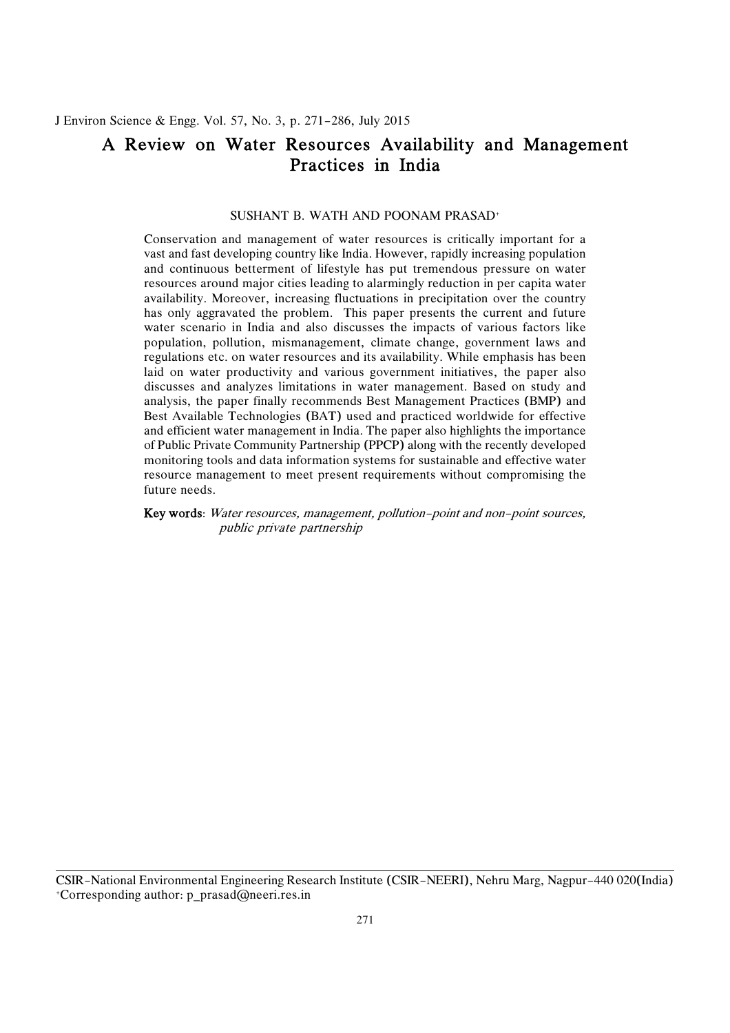# A Review on Water Resources Availability and Management Practices in India

SUSHANT B. WATH AND POONAM PRASAD[+]

Conservation and management of water resources is critically important for a vast and fast developing country like India. However, rapidly increasing population and continuous betterment of lifestyle has put tremendous pressure on water resources around major cities leading to alarmingly reduction in per capita water availability. Moreover, increasing fluctuations in precipitation over the country has only aggravated the problem. This paper presents the current and future water scenario in India and also discusses the impacts of various factors like population, pollution, mismanagement, climate change, government laws and regulations etc. on water resources and its availability. While emphasis has been laid on water productivity and various government initiatives, the paper also discusses and analyzes limitations in water management. Based on study and analysis, the paper finally recommends Best Management Practices (BMP) and Best Available Technologies (BAT) used and practiced worldwide for effective and efficient water management in India. The paper also highlights the importance of Public Private Community Partnership (PPCP) along with the recently developed monitoring tools and data information systems for sustainable and effective water resource management to meet present requirements without compromising the future needs.

**Key words**: *Water resources, management, pollution-point and non-point sources, public private partnership*

---

CSIR-National Environmental Engineering Research Institute (CSIR-NEERI), Nehru Marg, Nagpur-440 020(India)

[+]Corresponding author: p_prasad@neeri.res.in